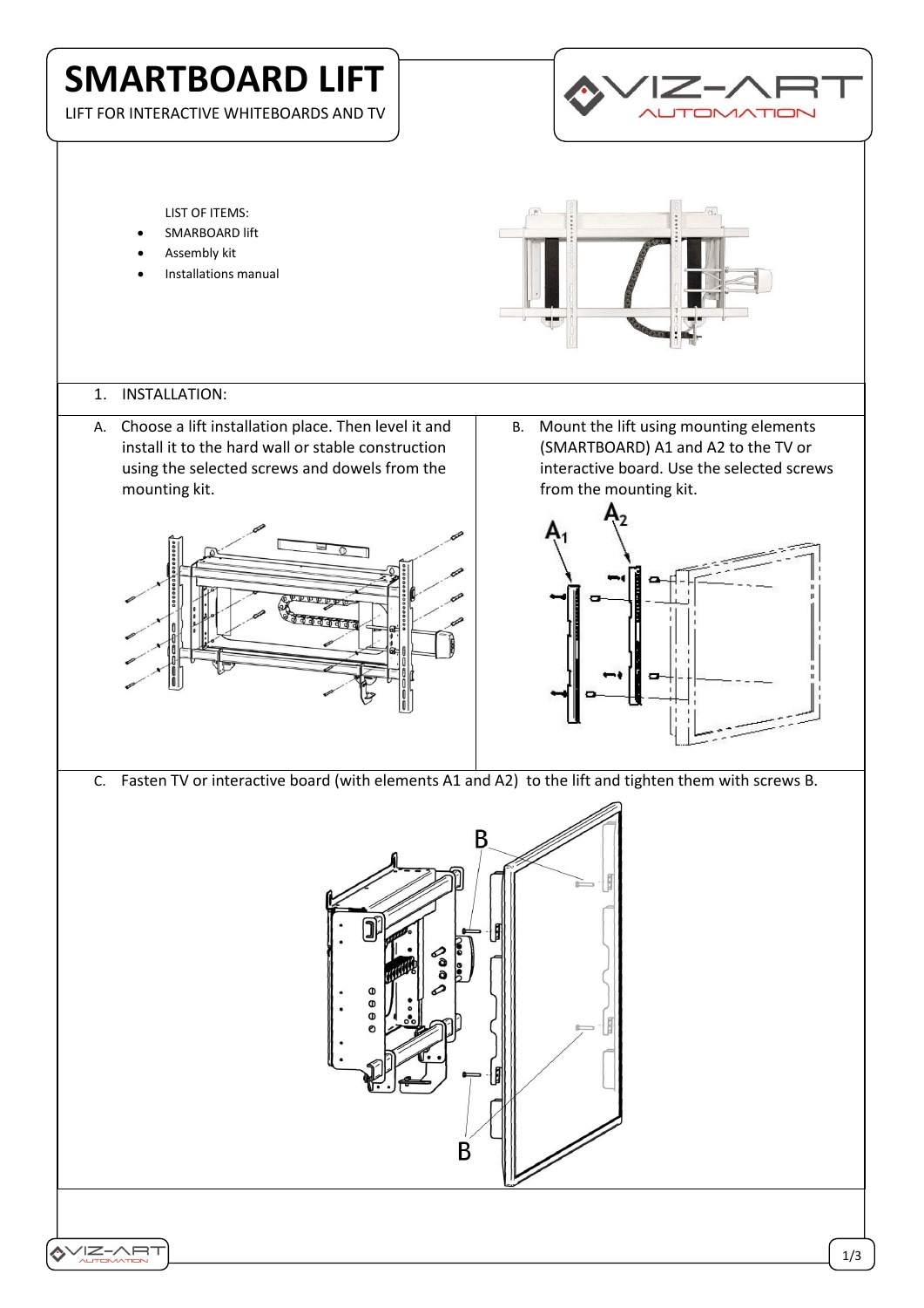# SMARTBOARD LIFT

LIFT FOR INTERACTIVE WHITEBOARDS AND TV

LIST OF ITEMS:

- SMARBOARD lift
- Assembly kit
- Installations manual

1. INSTALLATION:

A. Choose a lift installation place. Then level it and install it to the hard wall or stable construction using the selected screws and dowels from the mounting kit.

B. Mount the lift using mounting elements (SMARTBOARD) A1 and A2 to the TV or interactive board. Use the selected screws from the mounting kit.

C. Fasten TV or interactive board (with elements A1 and A2) to the lift and tighten them with screws B.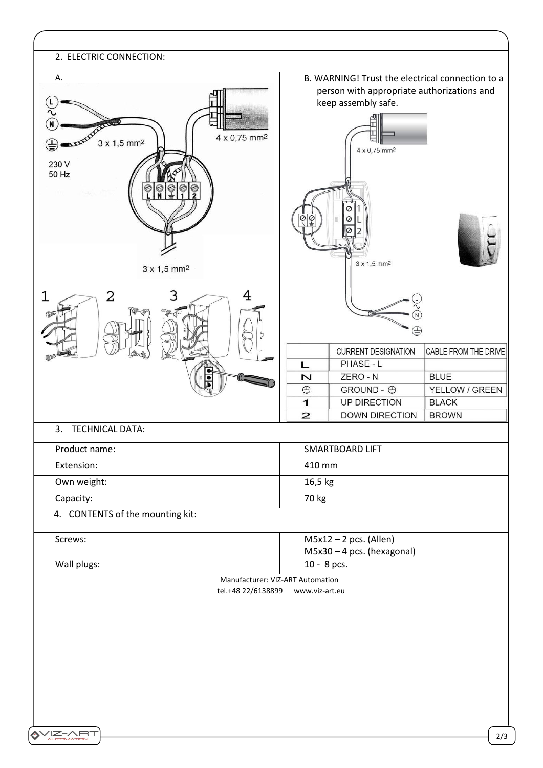## 2. ELECTRIC CONNECTION:

A.

B. WARNING! Trust the electrical connection to a person with appropriate authorizations and keep assembly safe.

| | CURRENT DESIGNATION | CABLE FROM THE DRIVE |
|---|---|---|
| L | PHASE - L | |
| N | ZERO - N | BLUE |
| ⏚ | GROUND - ⏚ | YELLOW / GREEN |
| 1 | UP DIRECTION | BLACK |
| 2 | DOWN DIRECTION | BROWN |

## 3. TECHNICAL DATA:

| | |
|---|---|
| Product name: | SMARTBOARD LIFT |
| Extension: | 410 mm |
| Own weight: | 16,5 kg |
| Capacity: | 70 kg |

## 4. CONTENTS of the mounting kit:

| | |
|---|---|
| Screws: | M5x12 – 2 pcs. (Allen)<br>M5x30 – 4 pcs. (hexagonal) |
| Wall plugs: | 10 - 8 pcs. |

Manufacturer: VIZ-ART Automation
tel.+48 22/6138899 www.viz-art.eu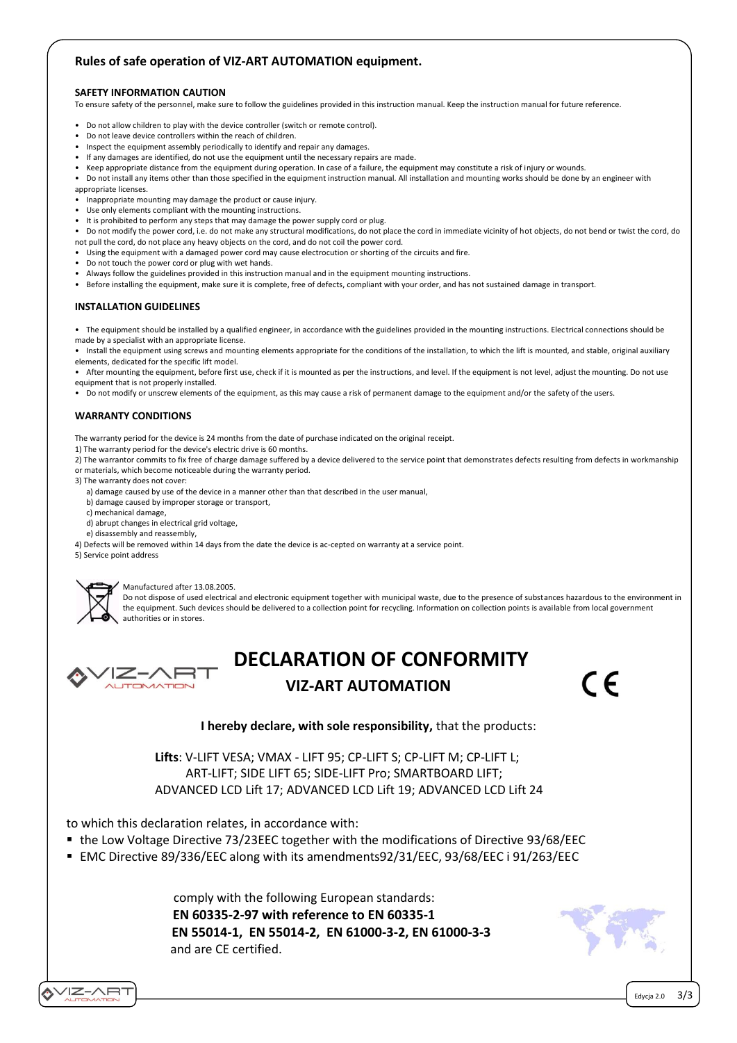## Rules of safe operation of VIZ-ART AUTOMATION equipment.

### SAFETY INFORMATION CAUTION

To ensure safety of the personnel, make sure to follow the guidelines provided in this instruction manual. Keep the instruction manual for future reference.

- Do not allow children to play with the device controller (switch or remote control).
- Do not leave device controllers within the reach of children.
- Inspect the equipment assembly periodically to identify and repair any damages.
- If any damages are identified, do not use the equipment until the necessary repairs are made.
- Keep appropriate distance from the equipment during operation. In case of a failure, the equipment may constitute a risk of injury or wounds.
- Do not install any items other than those specified in the equipment instruction manual. All installation and mounting works should be done by an engineer with appropriate licenses.
- Inappropriate mounting may damage the product or cause injury.
- Use only elements compliant with the mounting instructions.
- It is prohibited to perform any steps that may damage the power supply cord or plug.
- Do not modify the power cord, i.e. do not make any structural modifications, do not place the cord in immediate vicinity of hot objects, do not bend or twist the cord, do not pull the cord, do not place any heavy objects on the cord, and do not coil the power cord.
- Using the equipment with a damaged power cord may cause electrocution or shorting of the circuits and fire.
- Do not touch the power cord or plug with wet hands.
- Always follow the guidelines provided in this instruction manual and in the equipment mounting instructions.
- Before installing the equipment, make sure it is complete, free of defects, compliant with your order, and has not sustained damage in transport.

### INSTALLATION GUIDELINES

- The equipment should be installed by a qualified engineer, in accordance with the guidelines provided in the mounting instructions. Electrical connections should be made by a specialist with an appropriate license.
- Install the equipment using screws and mounting elements appropriate for the conditions of the installation, to which the lift is mounted, and stable, original auxiliary elements, dedicated for the specific lift model.
- After mounting the equipment, before first use, check if it is mounted as per the instructions, and level. If the equipment is not level, adjust the mounting. Do not use equipment that is not properly installed.
- Do not modify or unscrew elements of the equipment, as this may cause a risk of permanent damage to the equipment and/or the safety of the users.

### WARRANTY CONDITIONS

The warranty period for the device is 24 months from the date of purchase indicated on the original receipt.

1) The warranty period for the device's electric drive is 60 months.
2) The warrantor commits to fix free of charge damage suffered by a device delivered to the service point that demonstrates defects resulting from defects in workmanship or materials, which become noticeable during the warranty period.
3) The warranty does not cover:
   a) damage caused by use of the device in a manner other than that described in the user manual,
   b) damage caused by improper storage or transport,
   c) mechanical damage,
   d) abrupt changes in electrical grid voltage,
   e) disassembly and reassembly,
4) Defects will be removed within 14 days from the date the device is ac-cepted on warranty at a service point.
5) Service point address

Manufactured after 13.08.2005.
Do not dispose of used electrical and electronic equipment together with municipal waste, due to the presence of substances hazardous to the environment in the equipment. Such devices should be delivered to a collection point for recycling. Information on collection points is available from local government authorities or in stores.

VIZ-ART AUTOMATION

# DECLARATION OF CONFORMITY

## VIZ-ART AUTOMATION

CE

**I hereby declare, with sole responsibility,** that the products:

**Lifts**: V-LIFT VESA; VMAX - LIFT 95; CP-LIFT S; CP-LIFT M; CP-LIFT L; ART-LIFT; SIDE LIFT 65; SIDE-LIFT Pro; SMARTBOARD LIFT; ADVANCED LCD Lift 17; ADVANCED LCD Lift 19; ADVANCED LCD Lift 24

to which this declaration relates, in accordance with:

- the Low Voltage Directive 73/23EEC together with the modifications of Directive 93/68/EEC
- EMC Directive 89/336/EEC along with its amendments92/31/EEC, 93/68/EEC i 91/263/EEC

comply with the following European standards:
**EN 60335-2-97 with reference to EN 60335-1**
**EN 55014-1, EN 55014-2, EN 61000-3-2, EN 61000-3-3**
and are CE certified.